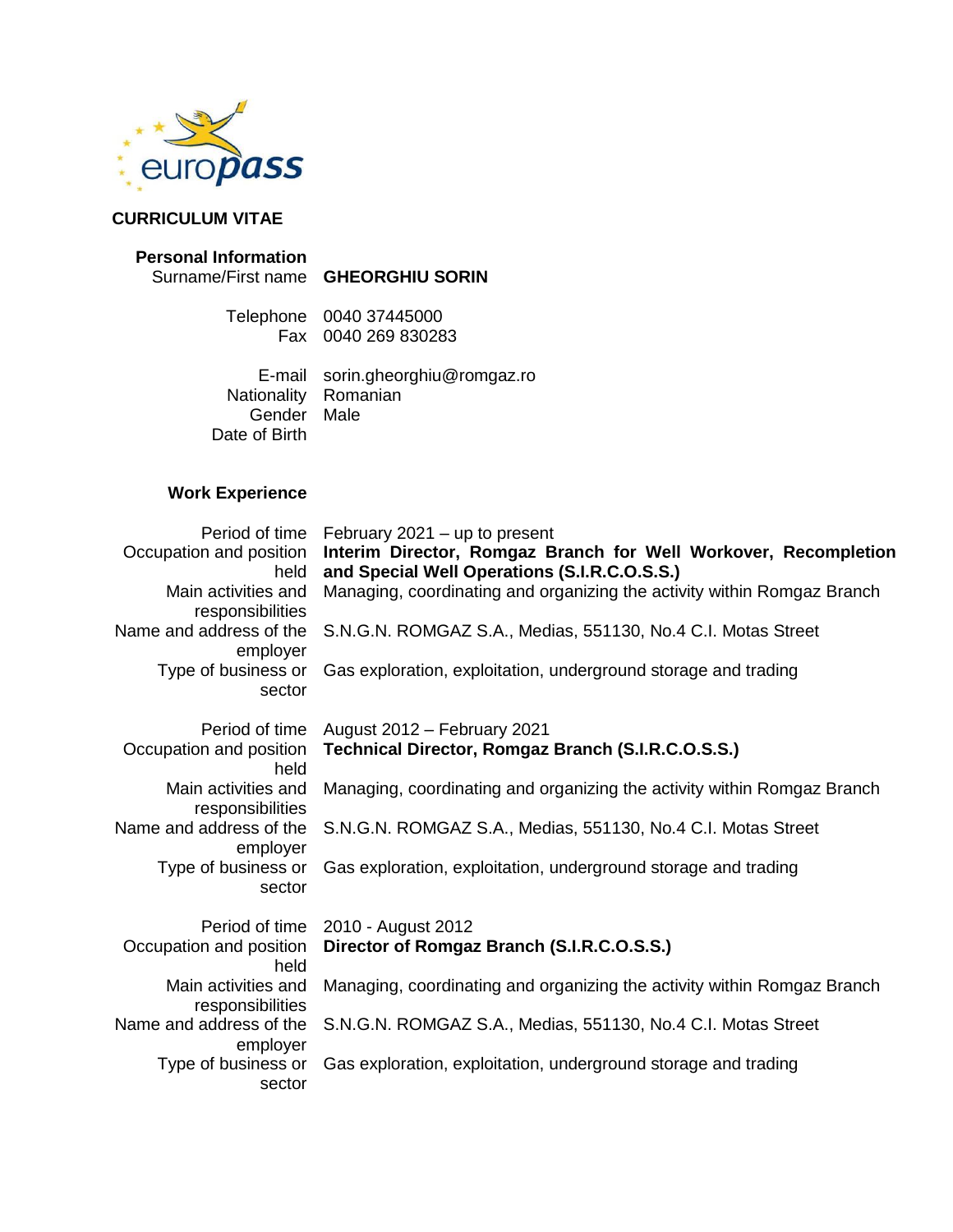europass

# CURRICULUM VITAE

## Personal Information

| | |
|---|---|
| Surname/First name | **GHEORGHIU SORIN** |
| Telephone | 0040 37445000 |
| Fax | 0040 269 830283 |
| E-mail | sorin.gheorghiu@romgaz.ro |
| Nationality | Romanian |
| Gender | Male |
| Date of Birth | |

## Work Experience

| | |
|---|---|
| Period of time | February 2021 – up to present |
| Occupation and position held | **Interim Director, Romgaz Branch for Well Workover, Recompletion and Special Well Operations (S.I.R.C.O.S.S.)** |
| Main activities and responsibilities | Managing, coordinating and organizing the activity within Romgaz Branch |
| Name and address of the employer | S.N.G.N. ROMGAZ S.A., Medias, 551130, No.4 C.I. Motas Street |
| Type of business or sector | Gas exploration, exploitation, underground storage and trading |

| | |
|---|---|
| Period of time | August 2012 – February 2021 |
| Occupation and position held | **Technical Director, Romgaz Branch (S.I.R.C.O.S.S.)** |
| Main activities and responsibilities | Managing, coordinating and organizing the activity within Romgaz Branch |
| Name and address of the employer | S.N.G.N. ROMGAZ S.A., Medias, 551130, No.4 C.I. Motas Street |
| Type of business or sector | Gas exploration, exploitation, underground storage and trading |

| | |
|---|---|
| Period of time | 2010 - August 2012 |
| Occupation and position held | **Director of Romgaz Branch (S.I.R.C.O.S.S.)** |
| Main activities and responsibilities | Managing, coordinating and organizing the activity within Romgaz Branch |
| Name and address of the employer | S.N.G.N. ROMGAZ S.A., Medias, 551130, No.4 C.I. Motas Street |
| Type of business or sector | Gas exploration, exploitation, underground storage and trading |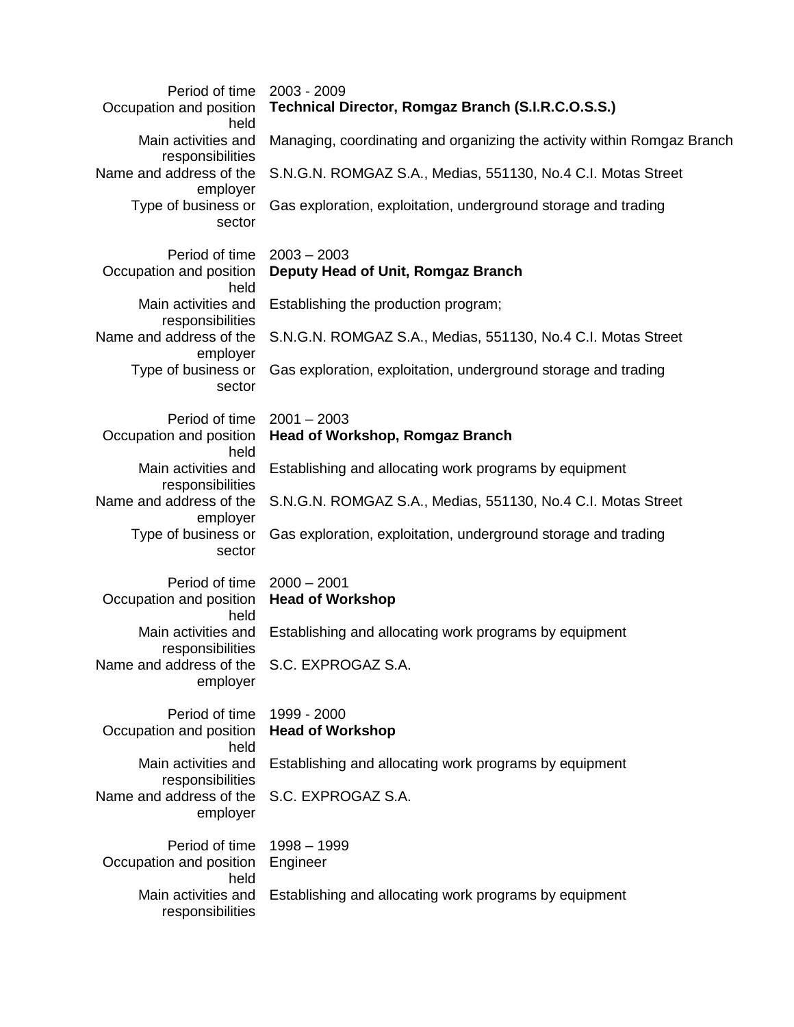| | |
|---|---|
| Period of time | 2003 - 2009 |
| Occupation and position held | **Technical Director, Romgaz Branch (S.I.R.C.O.S.S.)** |
| Main activities and responsibilities | Managing, coordinating and organizing the activity within Romgaz Branch |
| Name and address of the employer | S.N.G.N. ROMGAZ S.A., Medias, 551130, No.4 C.I. Motas Street |
| Type of business or sector | Gas exploration, exploitation, underground storage and trading |
| | |
| Period of time | 2003 – 2003 |
| Occupation and position held | **Deputy Head of Unit, Romgaz Branch** |
| Main activities and responsibilities | Establishing the production program; |
| Name and address of the employer | S.N.G.N. ROMGAZ S.A., Medias, 551130, No.4 C.I. Motas Street |
| Type of business or sector | Gas exploration, exploitation, underground storage and trading |
| | |
| Period of time | 2001 – 2003 |
| Occupation and position held | **Head of Workshop, Romgaz Branch** |
| Main activities and responsibilities | Establishing and allocating work programs by equipment |
| Name and address of the employer | S.N.G.N. ROMGAZ S.A., Medias, 551130, No.4 C.I. Motas Street |
| Type of business or sector | Gas exploration, exploitation, underground storage and trading |
| | |
| Period of time | 2000 – 2001 |
| Occupation and position held | **Head of Workshop** |
| Main activities and responsibilities | Establishing and allocating work programs by equipment |
| Name and address of the employer | S.C. EXPROGAZ S.A. |
| | |
| Period of time | 1999 - 2000 |
| Occupation and position held | **Head of Workshop** |
| Main activities and responsibilities | Establishing and allocating work programs by equipment |
| Name and address of the employer | S.C. EXPROGAZ S.A. |
| | |
| Period of time | 1998 – 1999 |
| Occupation and position held | Engineer |
| Main activities and responsibilities | Establishing and allocating work programs by equipment |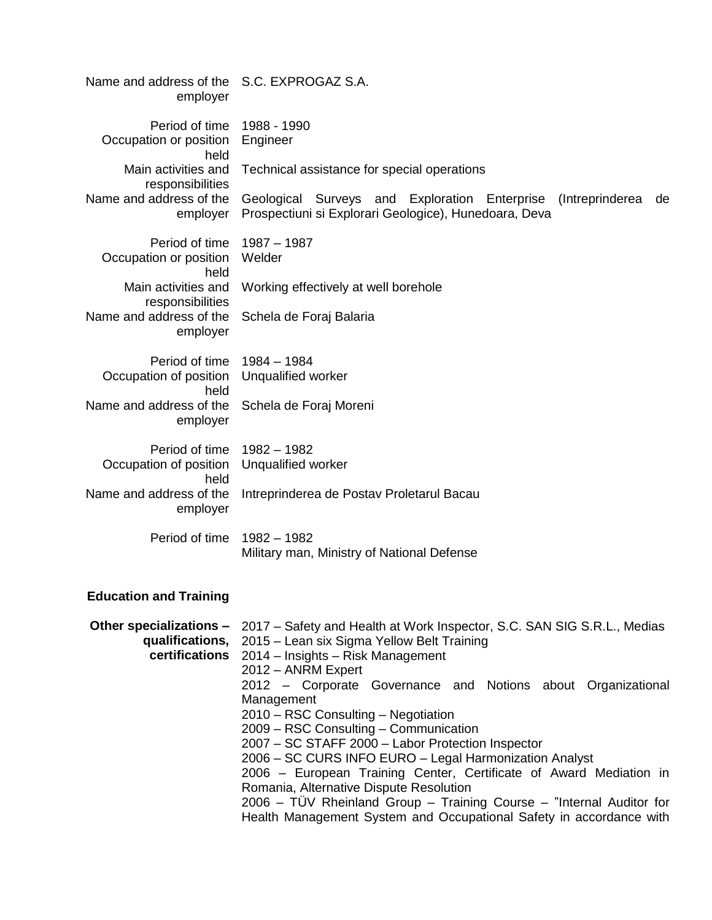| | |
|---|---|
| Name and address of the employer | S.C. EXPROGAZ S.A. |
| | |
| Period of time | 1988 - 1990 |
| Occupation or position held | Engineer |
| Main activities and responsibilities | Technical assistance for special operations |
| Name and address of the employer | Geological Surveys and Exploration Enterprise (Intreprinderea de Prospectiuni si Explorari Geologice), Hunedoara, Deva |
| | |
| Period of time | 1987 – 1987 |
| Occupation or position held | Welder |
| Main activities and responsibilities | Working effectively at well borehole |
| Name and address of the employer | Schela de Foraj Balaria |
| | |
| Period of time | 1984 – 1984 |
| Occupation of position held | Unqualified worker |
| Name and address of the employer | Schela de Foraj Moreni |
| | |
| Period of time | 1982 – 1982 |
| Occupation of position held | Unqualified worker |
| Name and address of the employer | Intreprinderea de Postav Proletarul Bacau |
| | |
| Period of time | 1982 – 1982<br>Military man, Ministry of National Defense |

## Education and Training

**Other specializations – qualifications, certifications**

2017 – Safety and Health at Work Inspector, S.C. SAN SIG S.R.L., Medias
2015 – Lean six Sigma Yellow Belt Training
2014 – Insights – Risk Management
2012 – ANRM Expert
2012 – Corporate Governance and Notions about Organizational Management
2010 – RSC Consulting – Negotiation
2009 – RSC Consulting – Communication
2007 – SC STAFF 2000 – Labor Protection Inspector
2006 – SC CURS INFO EURO – Legal Harmonization Analyst
2006 – European Training Center, Certificate of Award Mediation in Romania, Alternative Dispute Resolution
2006 – TÜV Rheinland Group – Training Course – "Internal Auditor for Health Management System and Occupational Safety in accordance with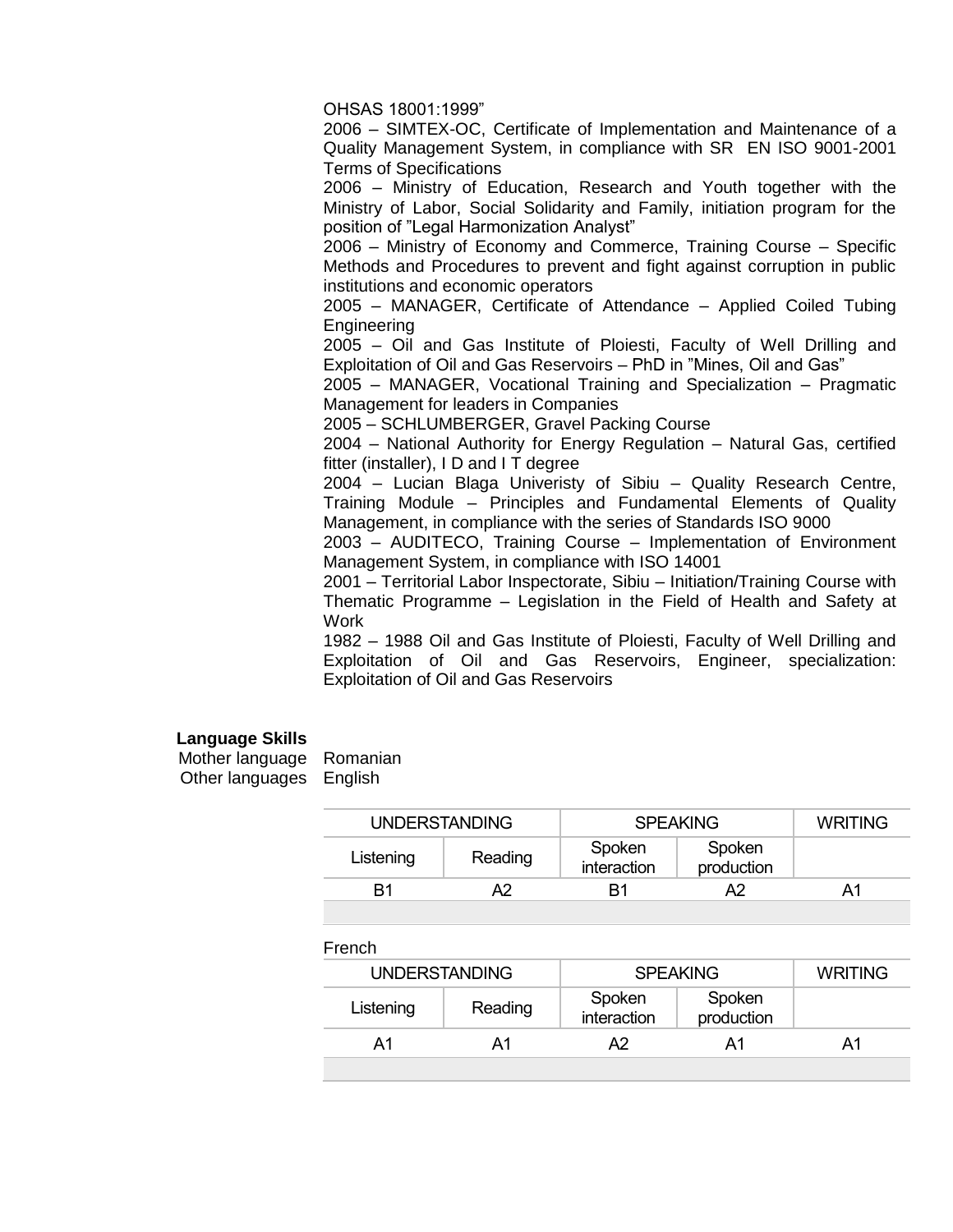OHSAS 18001:1999”

2006 – SIMTEX-OC, Certificate of Implementation and Maintenance of a Quality Management System, in compliance with SR EN ISO 9001-2001 Terms of Specifications

2006 – Ministry of Education, Research and Youth together with the Ministry of Labor, Social Solidarity and Family, initiation program for the position of ”Legal Harmonization Analyst”

2006 – Ministry of Economy and Commerce, Training Course – Specific Methods and Procedures to prevent and fight against corruption in public institutions and economic operators

2005 – MANAGER, Certificate of Attendance – Applied Coiled Tubing Engineering

2005 – Oil and Gas Institute of Ploiesti, Faculty of Well Drilling and Exploitation of Oil and Gas Reservoirs – PhD in ”Mines, Oil and Gas”

2005 – MANAGER, Vocational Training and Specialization – Pragmatic Management for leaders in Companies

2005 – SCHLUMBERGER, Gravel Packing Course

2004 – National Authority for Energy Regulation – Natural Gas, certified fitter (installer), I D and I T degree

2004 – Lucian Blaga Univeristy of Sibiu – Quality Research Centre, Training Module – Principles and Fundamental Elements of Quality Management, in compliance with the series of Standards ISO 9000

2003 – AUDITECO, Training Course – Implementation of Environment Management System, in compliance with ISO 14001

2001 – Territorial Labor Inspectorate, Sibiu – Initiation/Training Course with Thematic Programme – Legislation in the Field of Health and Safety at Work

1982 – 1988 Oil and Gas Institute of Ploiesti, Faculty of Well Drilling and Exploitation of Oil and Gas Reservoirs, Engineer, specialization: Exploitation of Oil and Gas Reservoirs

**Language Skills**

Mother language Romanian

Other languages English

| UNDERSTANDING | | SPEAKING | | WRITING |
|---|---|---|---|---|
| Listening | Reading | Spoken interaction | Spoken production | |
| B1 | A2 | B1 | A2 | A1 |

French

| UNDERSTANDING | | SPEAKING | | WRITING |
|---|---|---|---|---|
| Listening | Reading | Spoken interaction | Spoken production | |
| A1 | A1 | A2 | A1 | A1 |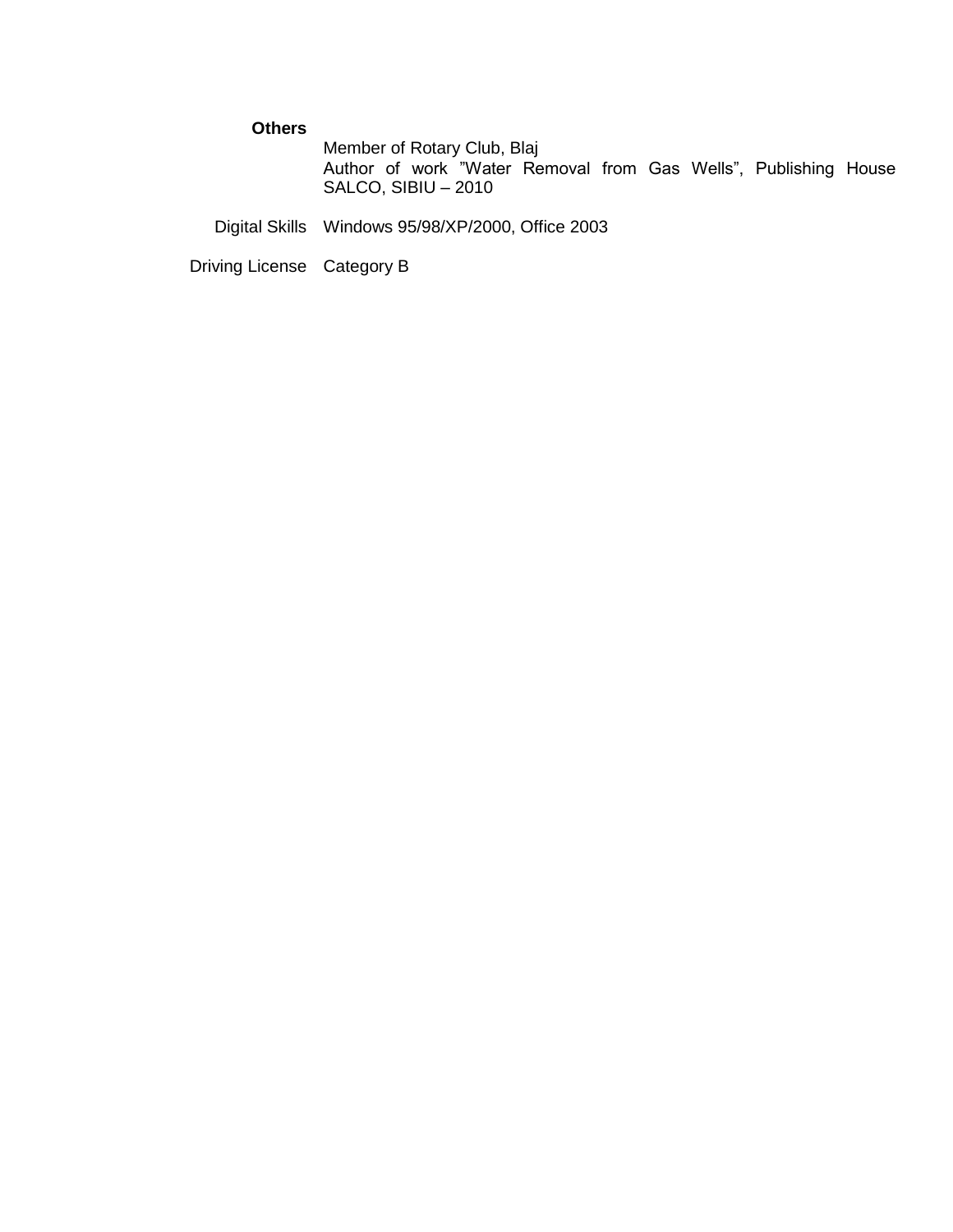**Others**

Member of Rotary Club, Blaj
Author of work ”Water Removal from Gas Wells”, Publishing House SALCO, SIBIU – 2010

Digital Skills Windows 95/98/XP/2000, Office 2003

Driving License Category B